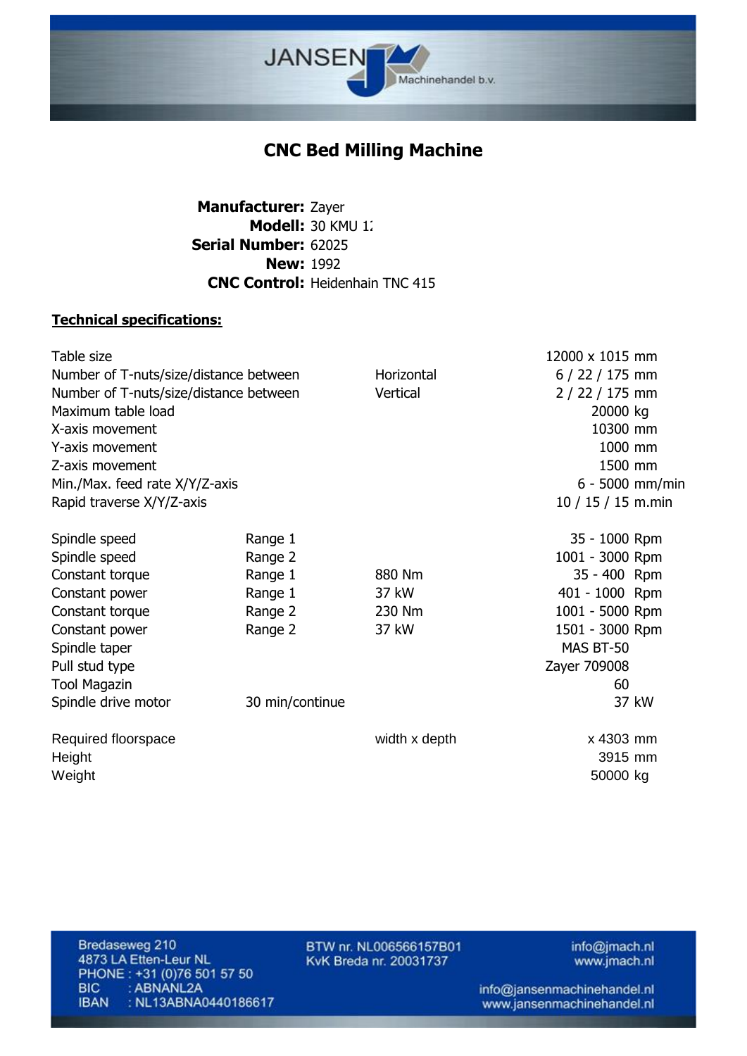# CNC Bed Milling Machine

**Manufacturer:** Zayer
**Modell:** 30 KMU 1:
**Serial Number:** 62025
**New:** 1992
**CNC Control:** Heidenhain TNC 415

**Technical specifications:**

| | | | |
|---|---|---|---|
| Table size | | | 12000 x 1015 mm |
| Number of T-nuts/size/distance between | | Horizontal | 6 / 22 / 175 mm |
| Number of T-nuts/size/distance between | | Vertical | 2 / 22 / 175 mm |
| Maximum table load | | | 20000 kg |
| X-axis movement | | | 10300 mm |
| Y-axis movement | | | 1000 mm |
| Z-axis movement | | | 1500 mm |
| Min./Max. feed rate X/Y/Z-axis | | | 6 - 5000 mm/min |
| Rapid traverse X/Y/Z-axis | | | 10 / 15 / 15 m.min |
| | | | |
| Spindle speed | Range 1 | | 35 - 1000 Rpm |
| Spindle speed | Range 2 | | 1001 - 3000 Rpm |
| Constant torque | Range 1 | 880 Nm | 35 - 400 Rpm |
| Constant power | Range 1 | 37 kW | 401 - 1000 Rpm |
| Constant torque | Range 2 | 230 Nm | 1001 - 5000 Rpm |
| Constant power | Range 2 | 37 kW | 1501 - 3000 Rpm |
| Spindle taper | | | MAS BT-50 |
| Pull stud type | | | Zayer 709008 |
| Tool Magazin | | | 60 |
| Spindle drive motor | 30 min/continue | | 37 kW |
| | | | |
| Required floorspace | | width x depth | x 4303 mm |
| Height | | | 3915 mm |
| Weight | | | 50000 kg |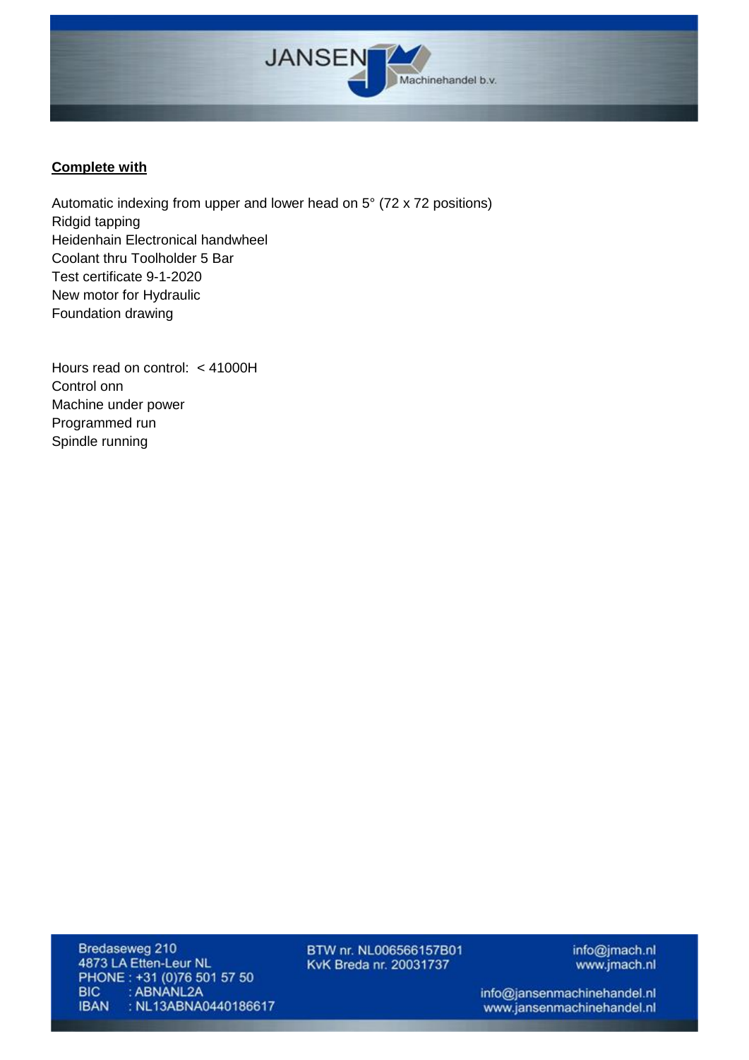**Complete with**

Automatic indexing from upper and lower head on 5° (72 x 72 positions)
Ridgid tapping
Heidenhain Electronical handwheel
Coolant thru Toolholder 5 Bar
Test certificate 9-1-2020
New motor for Hydraulic
Foundation drawing

Hours read on control: < 41000H
Control onn
Machine under power
Programmed run
Spindle running